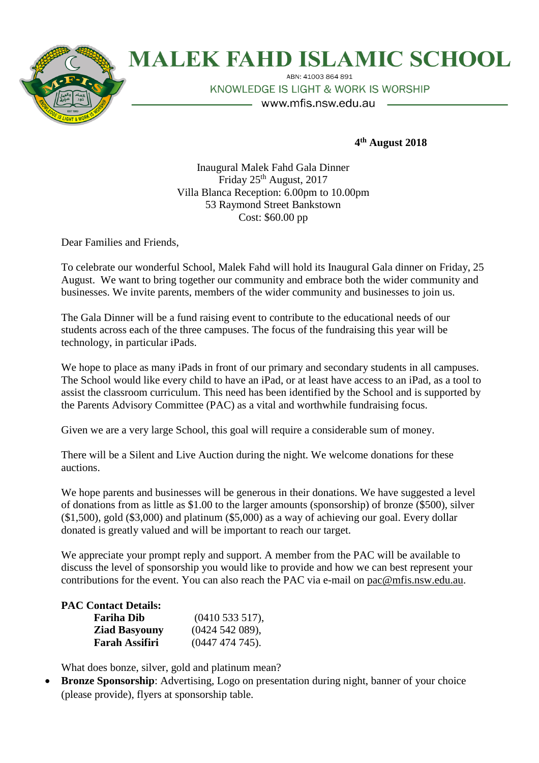# MALEK FAHD ISLAMIC SCHOOL

ABN: 41003 864 891

KNOWLEDGE IS LIGHT & WORK IS WORSHIP

www.mfis.nsw.edu.au

**4th August 2018**

Inaugural Malek Fahd Gala Dinner
Friday 25th August, 2017
Villa Blanca Reception: 6.00pm to 10.00pm
53 Raymond Street Bankstown
Cost: $60.00 pp

Dear Families and Friends,

To celebrate our wonderful School, Malek Fahd will hold its Inaugural Gala dinner on Friday, 25 August. We want to bring together our community and embrace both the wider community and businesses. We invite parents, members of the wider community and businesses to join us.

The Gala Dinner will be a fund raising event to contribute to the educational needs of our students across each of the three campuses. The focus of the fundraising this year will be technology, in particular iPads.

We hope to place as many iPads in front of our primary and secondary students in all campuses. The School would like every child to have an iPad, or at least have access to an iPad, as a tool to assist the classroom curriculum. This need has been identified by the School and is supported by the Parents Advisory Committee (PAC) as a vital and worthwhile fundraising focus.

Given we are a very large School, this goal will require a considerable sum of money.

There will be a Silent and Live Auction during the night. We welcome donations for these auctions.

We hope parents and businesses will be generous in their donations. We have suggested a level of donations from as little as $1.00 to the larger amounts (sponsorship) of bronze ($500), silver ($1,500), gold ($3,000) and platinum ($5,000) as a way of achieving our goal. Every dollar donated is greatly valued and will be important to reach our target.

We appreciate your prompt reply and support. A member from the PAC will be available to discuss the level of sponsorship you would like to provide and how we can best represent your contributions for the event. You can also reach the PAC via e-mail on pac@mfis.nsw.edu.au.

**PAC Contact Details:**

**Fariha Dib** (0410 533 517),
**Ziad Basyouny** (0424 542 089),
**Farah Assifiri** (0447 474 745).

What does bonze, silver, gold and platinum mean?

- **Bronze Sponsorship**: Advertising, Logo on presentation during night, banner of your choice (please provide), flyers at sponsorship table.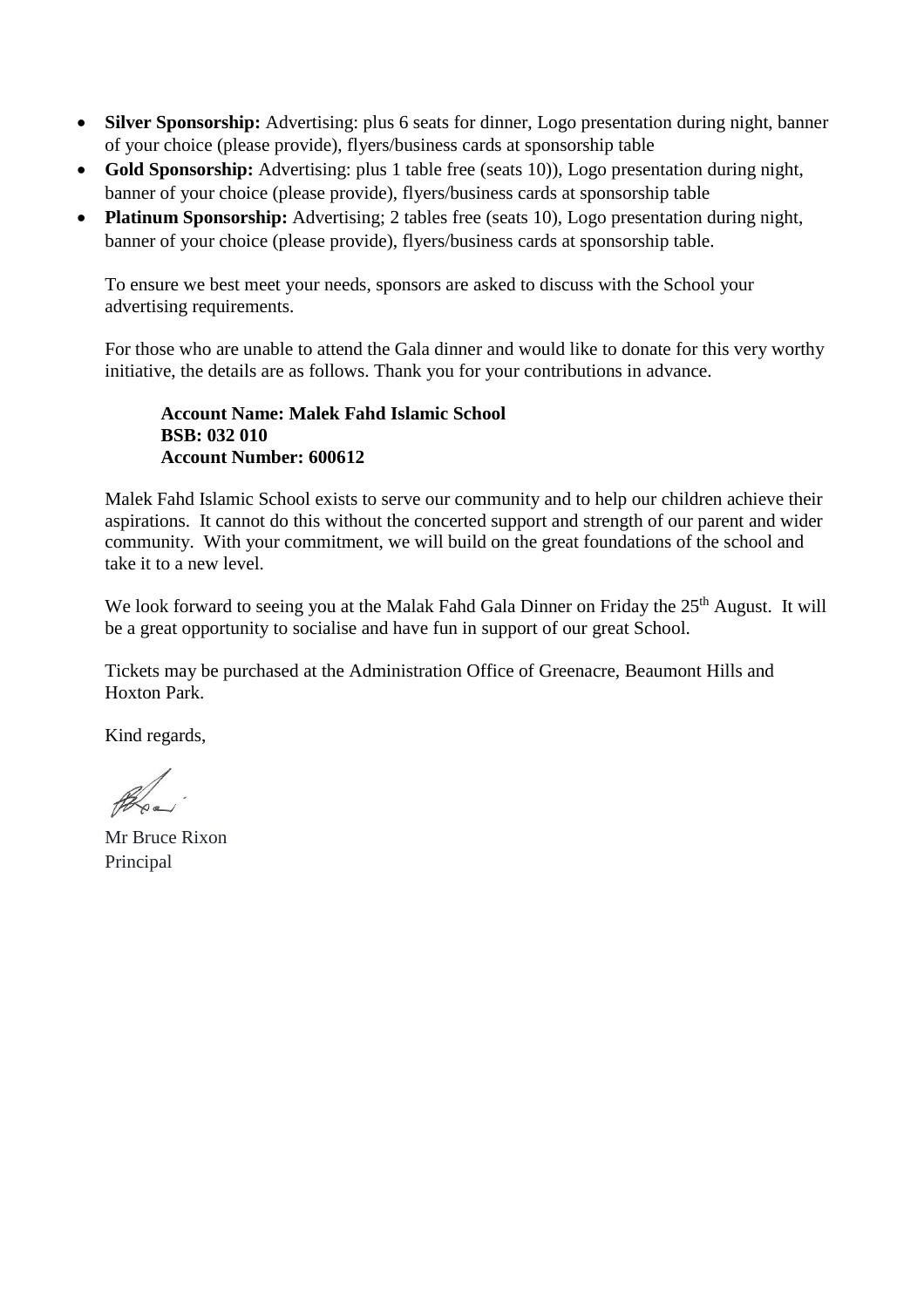- **Silver Sponsorship:** Advertising: plus 6 seats for dinner, Logo presentation during night, banner of your choice (please provide), flyers/business cards at sponsorship table
- **Gold Sponsorship:** Advertising: plus 1 table free (seats 10)), Logo presentation during night, banner of your choice (please provide), flyers/business cards at sponsorship table
- **Platinum Sponsorship:** Advertising; 2 tables free (seats 10), Logo presentation during night, banner of your choice (please provide), flyers/business cards at sponsorship table.

To ensure we best meet your needs, sponsors are asked to discuss with the School your advertising requirements.

For those who are unable to attend the Gala dinner and would like to donate for this very worthy initiative, the details are as follows. Thank you for your contributions in advance.

**Account Name: Malek Fahd Islamic School**
**BSB: 032 010**
**Account Number: 600612**

Malek Fahd Islamic School exists to serve our community and to help our children achieve their aspirations. It cannot do this without the concerted support and strength of our parent and wider community. With your commitment, we will build on the great foundations of the school and take it to a new level.

We look forward to seeing you at the Malak Fahd Gala Dinner on Friday the 25th August. It will be a great opportunity to socialise and have fun in support of our great School.

Tickets may be purchased at the Administration Office of Greenacre, Beaumont Hills and Hoxton Park.

Kind regards,

Mr Bruce Rixon
Principal